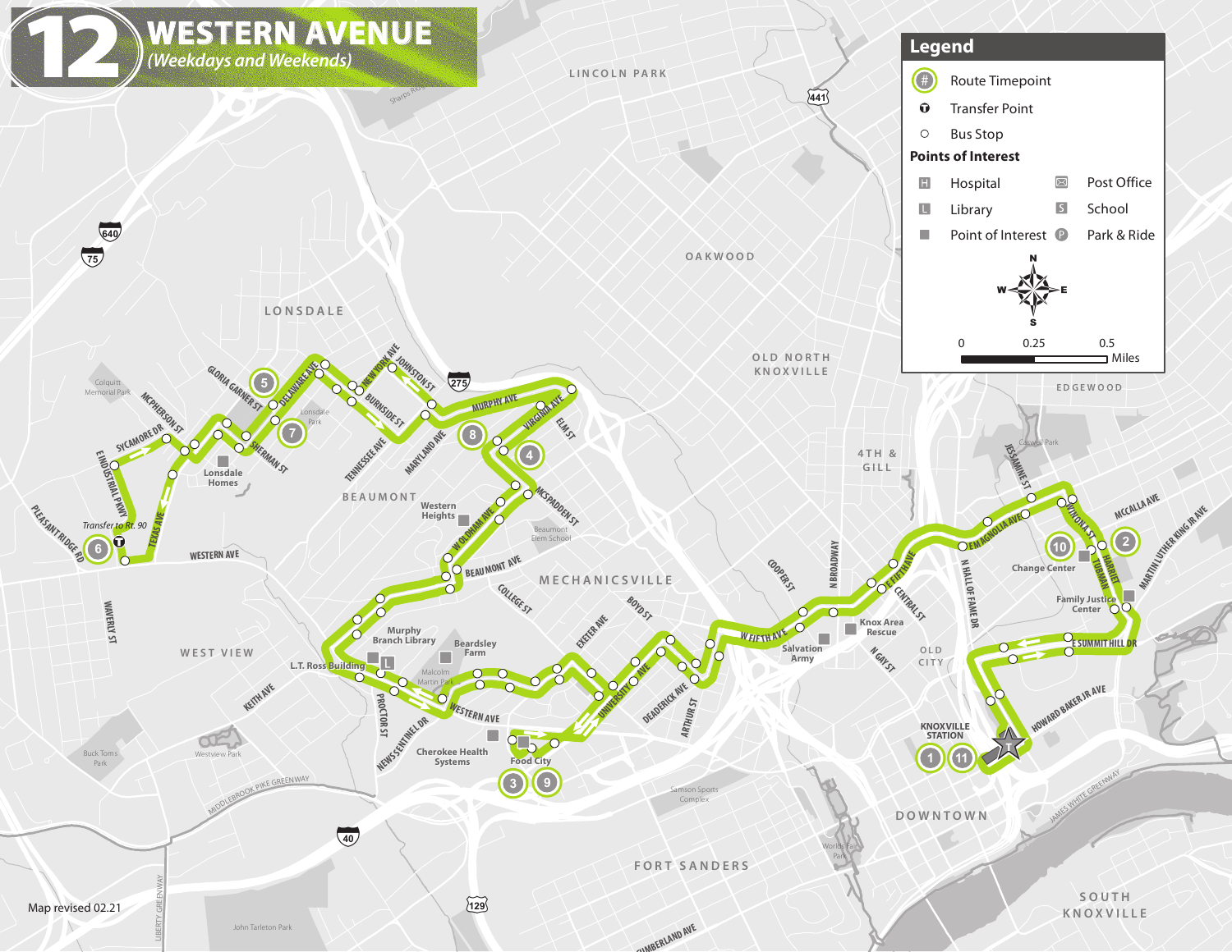# 12 WESTERN AVENUE

*(Weekdays and Weekends)*

## Legend

- # Route Timepoint
- Transfer Point
- Bus Stop

**Points of Interest**

- H Hospital
- L Library
- Point of Interest
- Post Office
- S School
- P Park & Ride

N / W / E / S

0 — 0.25 — 0.5 Miles

Transfer to Rt. 90

Map revised 02.21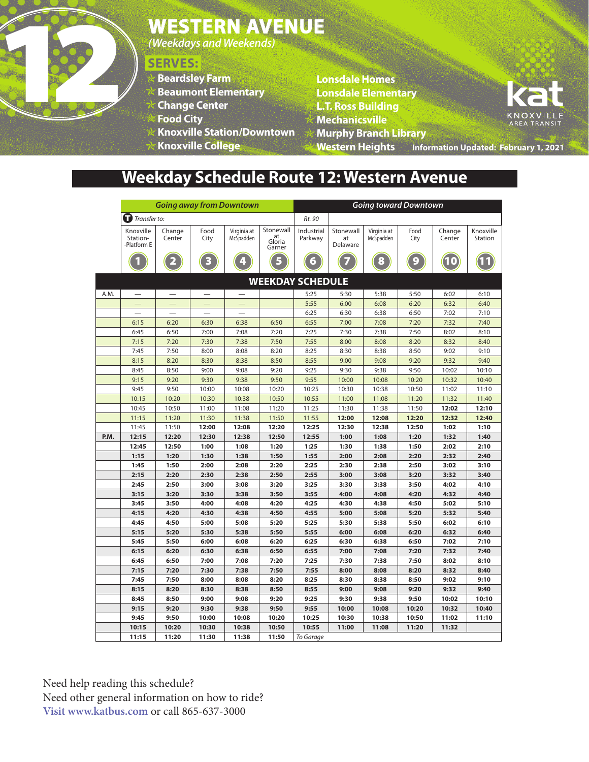# 12 WESTERN AVENUE

*(Weekdays and Weekends)*

**SERVES:**

- Beardsley Farm
- Beaumont Elementary
- Change Center
- Food City
- Knoxville Station/Downtown
- Knoxville College
- Lonsdale Homes
- Lonsdale Elementary
- L.T. Ross Building
- Mechanicsville
- Murphy Branch Library
- Western Heights

kat KNOXVILLE AREA TRANSIT

Information Updated: February 1, 2021

## Weekday Schedule Route 12: Western Avenue

| | *Going away from Downtown* | | | | | *Going toward Downtown* | | | | | |
|---|---|---|---|---|---|---|---|---|---|---|---|
| | *Transfer to:* | | | | | *Rt. 90* | | | | | |
| | Knoxville Station-Platform E | Change Center | Food City | Virginia at McSpadden | Stonewall at Gloria Garner | Industrial Parkway | Stonewall at Delaware | Virginia at McSpadden | Food City | Change Center | Knoxville Station |
| | 1 | 2 | 3 | 4 | 5 | 6 | 7 | 8 | 9 | 10 | 11 |
| **WEEKDAY SCHEDULE** | | | | | | | | | | | |
| A.M. | — | — | — | — | | 5:25 | 5:30 | 5:38 | 5:50 | 6:02 | 6:10 |
| | — | — | — | — | | 5:55 | 6:00 | 6:08 | 6:20 | 6:32 | 6:40 |
| | — | — | — | — | | 6:25 | 6:30 | 6:38 | 6:50 | 7:02 | 7:10 |
| | 6:15 | 6:20 | 6:30 | 6:38 | 6:50 | 6:55 | 7:00 | 7:08 | 7:20 | 7:32 | 7:40 |
| | 6:45 | 6:50 | 7:00 | 7:08 | 7:20 | 7:25 | 7:30 | 7:38 | 7:50 | 8:02 | 8:10 |
| | 7:15 | 7:20 | 7:30 | 7:38 | 7:50 | 7:55 | 8:00 | 8:08 | 8:20 | 8:32 | 8:40 |
| | 7:45 | 7:50 | 8:00 | 8:08 | 8:20 | 8:25 | 8:30 | 8:38 | 8:50 | 9:02 | 9:10 |
| | 8:15 | 8:20 | 8:30 | 8:38 | 8:50 | 8:55 | 9:00 | 9:08 | 9:20 | 9:32 | 9:40 |
| | 8:45 | 8:50 | 9:00 | 9:08 | 9:20 | 9:25 | 9:30 | 9:38 | 9:50 | 10:02 | 10:10 |
| | 9:15 | 9:20 | 9:30 | 9:38 | 9:50 | 9:55 | 10:00 | 10:08 | 10:20 | 10:32 | 10:40 |
| | 9:45 | 9:50 | 10:00 | 10:08 | 10:20 | 10:25 | 10:30 | 10:38 | 10:50 | 11:02 | 11:10 |
| | 10:15 | 10:20 | 10:30 | 10:38 | 10:50 | 10:55 | 11:00 | 11:08 | 11:20 | 11:32 | 11:40 |
| | 10:45 | 10:50 | 11:00 | 11:08 | 11:20 | 11:25 | 11:30 | 11:38 | 11:50 | **12:02** | **12:10** |
| | 11:15 | 11:20 | 11:30 | 11:38 | 11:50 | 11:55 | **12:00** | **12:08** | **12:20** | **12:32** | **12:40** |
| | 11:45 | 11:50 | **12:00** | **12:08** | **12:20** | **12:25** | **12:30** | **12:38** | **12:50** | **1:02** | **1:10** |
| **P.M.** | **12:15** | **12:20** | **12:30** | **12:38** | **12:50** | **12:55** | **1:00** | **1:08** | **1:20** | **1:32** | **1:40** |
| | **12:45** | **12:50** | **1:00** | **1:08** | **1:20** | **1:25** | **1:30** | **1:38** | **1:50** | **2:02** | **2:10** |
| | **1:15** | **1:20** | **1:30** | **1:38** | **1:50** | **1:55** | **2:00** | **2:08** | **2:20** | **2:32** | **2:40** |
| | **1:45** | **1:50** | **2:00** | **2:08** | **2:20** | **2:25** | **2:30** | **2:38** | **2:50** | **3:02** | **3:10** |
| | **2:15** | **2:20** | **2:30** | **2:38** | **2:50** | **2:55** | **3:00** | **3:08** | **3:20** | **3:32** | **3:40** |
| | **2:45** | **2:50** | **3:00** | **3:08** | **3:20** | **3:25** | **3:30** | **3:38** | **3:50** | **4:02** | **4:10** |
| | **3:15** | **3:20** | **3:30** | **3:38** | **3:50** | **3:55** | **4:00** | **4:08** | **4:20** | **4:32** | **4:40** |
| | **3:45** | **3:50** | **4:00** | **4:08** | **4:20** | **4:25** | **4:30** | **4:38** | **4:50** | **5:02** | **5:10** |
| | **4:15** | **4:20** | **4:30** | **4:38** | **4:50** | **4:55** | **5:00** | **5:08** | **5:20** | **5:32** | **5:40** |
| | **4:45** | **4:50** | **5:00** | **5:08** | **5:20** | **5:25** | **5:30** | **5:38** | **5:50** | **6:02** | **6:10** |
| | **5:15** | **5:20** | **5:30** | **5:38** | **5:50** | **5:55** | **6:00** | **6:08** | **6:20** | **6:32** | **6:40** |
| | **5:45** | **5:50** | **6:00** | **6:08** | **6:20** | **6:25** | **6:30** | **6:38** | **6:50** | **7:02** | **7:10** |
| | **6:15** | **6:20** | **6:30** | **6:38** | **6:50** | **6:55** | **7:00** | **7:08** | **7:20** | **7:32** | **7:40** |
| | **6:45** | **6:50** | **7:00** | **7:08** | **7:20** | **7:25** | **7:30** | **7:38** | **7:50** | **8:02** | **8:10** |
| | **7:15** | **7:20** | **7:30** | **7:38** | **7:50** | **7:55** | **8:00** | **8:08** | **8:20** | **8:32** | **8:40** |
| | **7:45** | **7:50** | **8:00** | **8:08** | **8:20** | **8:25** | **8:30** | **8:38** | **8:50** | **9:02** | **9:10** |
| | **8:15** | **8:20** | **8:30** | **8:38** | **8:50** | **8:55** | **9:00** | **9:08** | **9:20** | **9:32** | **9:40** |
| | **8:45** | **8:50** | **9:00** | **9:08** | **9:20** | **9:25** | **9:30** | **9:38** | **9:50** | **10:02** | **10:10** |
| | **9:15** | **9:20** | **9:30** | **9:38** | **9:50** | **9:55** | **10:00** | **10:08** | **10:20** | **10:32** | **10:40** |
| | **9:45** | **9:50** | **10:00** | **10:08** | **10:20** | **10:25** | **10:30** | **10:38** | **10:50** | **11:02** | **11:10** |
| | **10:15** | **10:20** | **10:30** | **10:38** | **10:50** | **10:55** | **11:00** | **11:08** | **11:20** | **11:32** | |
| | **11:15** | **11:20** | **11:30** | **11:38** | **11:50** | *To Garage* | | | | | |

Need help reading this schedule?
Need other general information on how to ride?
Visit www.katbus.com or call 865-637-3000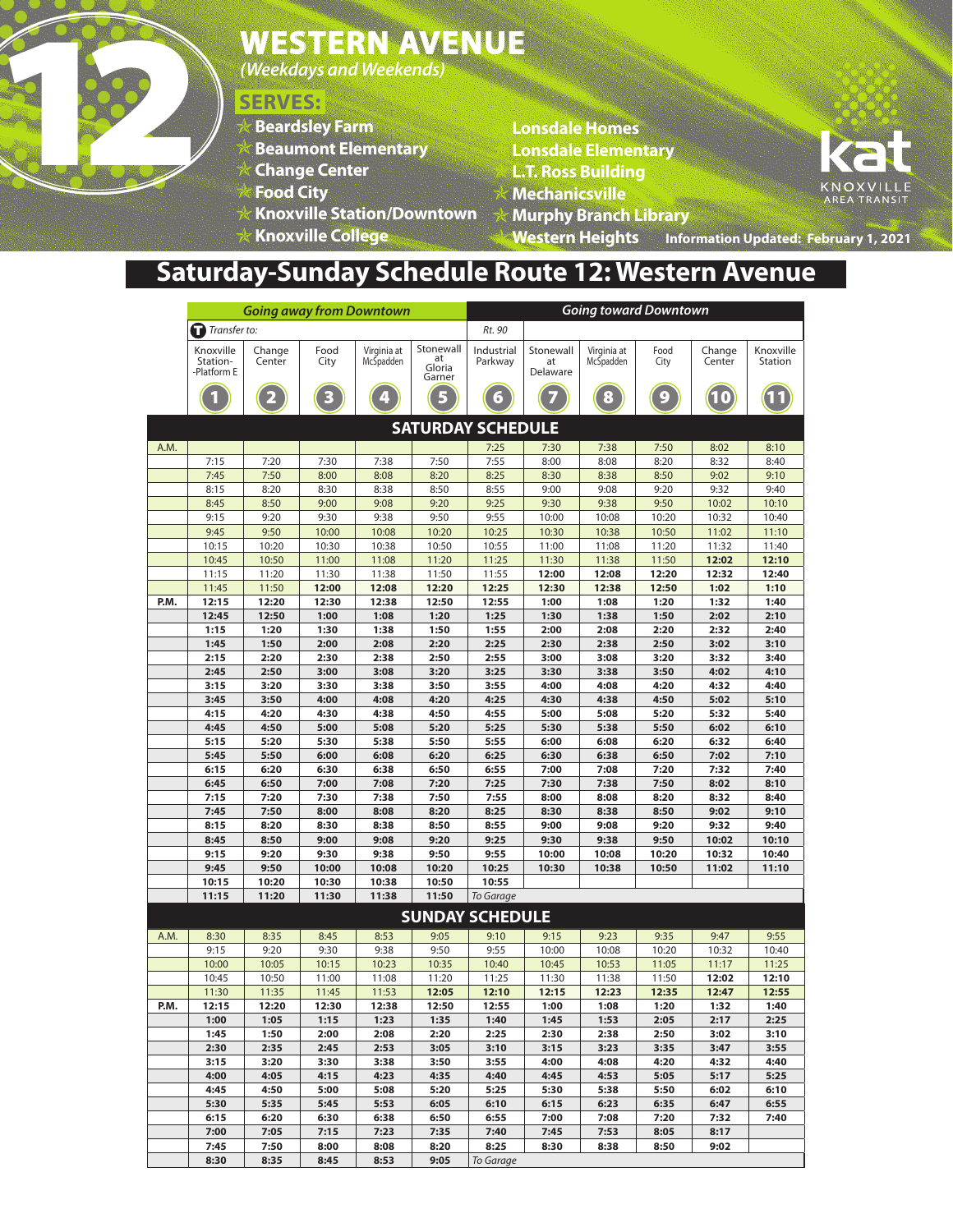# 12 WESTERN AVENUE

*(Weekdays and Weekends)*

## SERVES:

- ★ Beardsley Farm
- ★ Beaumont Elementary
- ★ Change Center
- ★ Food City
- ★ Knoxville Station/Downtown
- ★ Knoxville College
- Lonsdale Homes
- Lonsdale Elementary
- ★ L.T. Ross Building
- ★ Mechanicsville
- ★ Murphy Branch Library
- ★ Western Heights

kat KNOXVILLE AREA TRANSIT

Information Updated: February 1, 2021

## Saturday-Sunday Schedule Route 12: Western Avenue

| | Going away from Downtown | | | | | Going toward Downtown | | | | | |
|---|---|---|---|---|---|---|---|---|---|---|---|
| | Transfer to: | | | | | Rt. 90 | | | | | |
| | Knoxville Station-Platform E | Change Center | Food City | Virginia at McSpadden | Stonewall at Gloria Garner | Industrial Parkway | Stonewall at Delaware | Virginia at McSpadden | Food City | Change Center | Knoxville Station |
| | 1 | 2 | 3 | 4 | 5 | 6 | 7 | 8 | 9 | 10 | 11 |
| | **SATURDAY SCHEDULE** | | | | | | | | | | |
| A.M. | | | | | | 7:25 | 7:30 | 7:38 | 7:50 | 8:02 | 8:10 |
| | 7:15 | 7:20 | 7:30 | 7:38 | 7:50 | 7:55 | 8:00 | 8:08 | 8:20 | 8:32 | 8:40 |
| | 7:45 | 7:50 | 8:00 | 8:08 | 8:20 | 8:25 | 8:30 | 8:38 | 8:50 | 9:02 | 9:10 |
| | 8:15 | 8:20 | 8:30 | 8:38 | 8:50 | 8:55 | 9:00 | 9:08 | 9:20 | 9:32 | 9:40 |
| | 8:45 | 8:50 | 9:00 | 9:08 | 9:20 | 9:25 | 9:30 | 9:38 | 9:50 | 10:02 | 10:10 |
| | 9:15 | 9:20 | 9:30 | 9:38 | 9:50 | 9:55 | 10:00 | 10:08 | 10:20 | 10:32 | 10:40 |
| | 9:45 | 9:50 | 10:00 | 10:08 | 10:20 | 10:25 | 10:30 | 10:38 | 10:50 | 11:02 | 11:10 |
| | 10:15 | 10:20 | 10:30 | 10:38 | 10:50 | 10:55 | 11:00 | 11:08 | 11:20 | 11:32 | 11:40 |
| | 10:45 | 10:50 | 11:00 | 11:08 | 11:20 | 11:25 | 11:30 | 11:38 | 11:50 | **12:02** | **12:10** |
| | 11:15 | 11:20 | 11:30 | 11:38 | 11:50 | 11:55 | **12:00** | **12:08** | **12:20** | **12:32** | **12:40** |
| | 11:45 | 11:50 | **12:00** | **12:08** | **12:20** | **12:25** | **12:30** | **12:38** | **12:50** | **1:02** | **1:10** |
| **P.M.** | **12:15** | **12:20** | **12:30** | **12:38** | **12:50** | **12:55** | **1:00** | **1:08** | **1:20** | **1:32** | **1:40** |
| | **12:45** | **12:50** | **1:00** | **1:08** | **1:20** | **1:25** | **1:30** | **1:38** | **1:50** | **2:02** | **2:10** |
| | **1:15** | **1:20** | **1:30** | **1:38** | **1:50** | **1:55** | **2:00** | **2:08** | **2:20** | **2:32** | **2:40** |
| | **1:45** | **1:50** | **2:00** | **2:08** | **2:20** | **2:25** | **2:30** | **2:38** | **2:50** | **3:02** | **3:10** |
| | **2:15** | **2:20** | **2:30** | **2:38** | **2:50** | **2:55** | **3:00** | **3:08** | **3:20** | **3:32** | **3:40** |
| | **2:45** | **2:50** | **3:00** | **3:08** | **3:20** | **3:25** | **3:30** | **3:38** | **3:50** | **4:02** | **4:10** |
| | **3:15** | **3:20** | **3:30** | **3:38** | **3:50** | **3:55** | **4:00** | **4:08** | **4:20** | **4:32** | **4:40** |
| | **3:45** | **3:50** | **4:00** | **4:08** | **4:20** | **4:25** | **4:30** | **4:38** | **4:50** | **5:02** | **5:10** |
| | **4:15** | **4:20** | **4:30** | **4:38** | **4:50** | **4:55** | **5:00** | **5:08** | **5:20** | **5:32** | **5:40** |
| | **4:45** | **4:50** | **5:00** | **5:08** | **5:20** | **5:25** | **5:30** | **5:38** | **5:50** | **6:02** | **6:10** |
| | **5:15** | **5:20** | **5:30** | **5:38** | **5:50** | **5:55** | **6:00** | **6:08** | **6:20** | **6:32** | **6:40** |
| | **5:45** | **5:50** | **6:00** | **6:08** | **6:20** | **6:25** | **6:30** | **6:38** | **6:50** | **7:02** | **7:10** |
| | **6:15** | **6:20** | **6:30** | **6:38** | **6:50** | **6:55** | **7:00** | **7:08** | **7:20** | **7:32** | **7:40** |
| | **6:45** | **6:50** | **7:00** | **7:08** | **7:20** | **7:25** | **7:30** | **7:38** | **7:50** | **8:02** | **8:10** |
| | **7:15** | **7:20** | **7:30** | **7:38** | **7:50** | **7:55** | **8:00** | **8:08** | **8:20** | **8:32** | **8:40** |
| | **7:45** | **7:50** | **8:00** | **8:08** | **8:20** | **8:25** | **8:30** | **8:38** | **8:50** | **9:02** | **9:10** |
| | **8:15** | **8:20** | **8:30** | **8:38** | **8:50** | **8:55** | **9:00** | **9:08** | **9:20** | **9:32** | **9:40** |
| | **8:45** | **8:50** | **9:00** | **9:08** | **9:20** | **9:25** | **9:30** | **9:38** | **9:50** | **10:02** | **10:10** |
| | **9:15** | **9:20** | **9:30** | **9:38** | **9:50** | **9:55** | **10:00** | **10:08** | **10:20** | **10:32** | **10:40** |
| | **9:45** | **9:50** | **10:00** | **10:08** | **10:20** | **10:25** | **10:30** | **10:38** | **10:50** | **11:02** | **11:10** |
| | **10:15** | **10:20** | **10:30** | **10:38** | **10:50** | **10:55** | | | | | |
| | **11:15** | **11:20** | **11:30** | **11:38** | **11:50** | *To Garage* | | | | | |
| | **SUNDAY SCHEDULE** | | | | | | | | | | |
| A.M. | 8:30 | 8:35 | 8:45 | 8:53 | 9:05 | 9:10 | 9:15 | 9:23 | 9:35 | 9:47 | 9:55 |
| | 9:15 | 9:20 | 9:30 | 9:38 | 9:50 | 9:55 | 10:00 | 10:08 | 10:20 | 10:32 | 10:40 |
| | 10:00 | 10:05 | 10:15 | 10:23 | 10:35 | 10:40 | 10:45 | 10:53 | 11:05 | 11:17 | 11:25 |
| | 10:45 | 10:50 | 11:00 | 11:08 | 11:20 | 11:25 | 11:30 | 11:38 | 11:50 | **12:02** | **12:10** |
| | 11:30 | 11:35 | 11:45 | 11:53 | **12:05** | **12:10** | **12:15** | **12:23** | **12:35** | **12:47** | **12:55** |
| **P.M.** | **12:15** | **12:20** | **12:30** | **12:38** | **12:50** | **12:55** | **1:00** | **1:08** | **1:20** | **1:32** | **1:40** |
| | **1:00** | **1:05** | **1:15** | **1:23** | **1:35** | **1:40** | **1:45** | **1:53** | **2:05** | **2:17** | **2:25** |
| | **1:45** | **1:50** | **2:00** | **2:08** | **2:20** | **2:25** | **2:30** | **2:38** | **2:50** | **3:02** | **3:10** |
| | **2:30** | **2:35** | **2:45** | **2:53** | **3:05** | **3:10** | **3:15** | **3:23** | **3:35** | **3:47** | **3:55** |
| | **3:15** | **3:20** | **3:30** | **3:38** | **3:50** | **3:55** | **4:00** | **4:08** | **4:20** | **4:32** | **4:40** |
| | **4:00** | **4:05** | **4:15** | **4:23** | **4:35** | **4:40** | **4:45** | **4:53** | **5:05** | **5:17** | **5:25** |
| | **4:45** | **4:50** | **5:00** | **5:08** | **5:20** | **5:25** | **5:30** | **5:38** | **5:50** | **6:02** | **6:10** |
| | **5:30** | **5:35** | **5:45** | **5:53** | **6:05** | **6:10** | **6:15** | **6:23** | **6:35** | **6:47** | **6:55** |
| | **6:15** | **6:20** | **6:30** | **6:38** | **6:50** | **6:55** | **7:00** | **7:08** | **7:20** | **7:32** | **7:40** |
| | **7:00** | **7:05** | **7:15** | **7:23** | **7:35** | **7:40** | **7:45** | **7:53** | **8:05** | **8:17** | |
| | **7:45** | **7:50** | **8:00** | **8:08** | **8:20** | **8:25** | **8:30** | **8:38** | **8:50** | **9:02** | |
| | **8:30** | **8:35** | **8:45** | **8:53** | **9:05** | *To Garage* | | | | | |